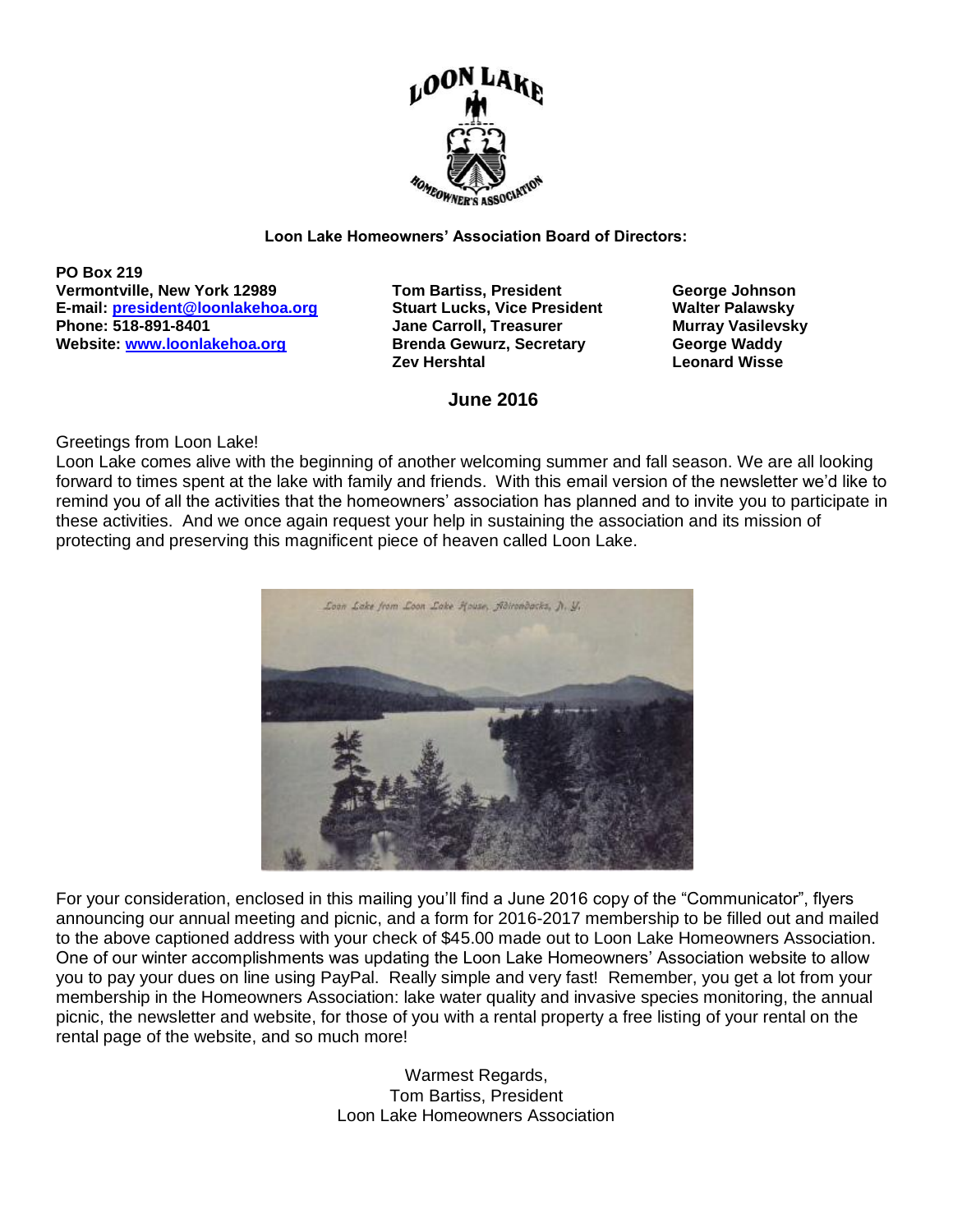**Loon Lake Homeowners' Association Board of Directors:**

**PO Box 219**
**Vermontville, New York 12989**
**E-mail: [president@loonlakehoa.org](mailto:president@loonlakehoa.org)**
**Phone: 518-891-8401**
**Website: [www.loonlakehoa.org](http://www.loonlakehoa.org)**

**Tom Bartiss, President**
**Stuart Lucks, Vice President**
**Jane Carroll, Treasurer**
**Brenda Gewurz, Secretary**
**Zev Hershtal**

**George Johnson**
**Walter Palawsky**
**Murray Vasilevsky**
**George Waddy**
**Leonard Wisse**

## June 2016

Greetings from Loon Lake!
Loon Lake comes alive with the beginning of another welcoming summer and fall season. We are all looking forward to times spent at the lake with family and friends. With this email version of the newsletter we'd like to remind you of all the activities that the homeowners' association has planned and to invite you to participate in these activities. And we once again request your help in sustaining the association and its mission of protecting and preserving this magnificent piece of heaven called Loon Lake.

For your consideration, enclosed in this mailing you'll find a June 2016 copy of the "Communicator", flyers announcing our annual meeting and picnic, and a form for 2016-2017 membership to be filled out and mailed to the above captioned address with your check of $45.00 made out to Loon Lake Homeowners Association. One of our winter accomplishments was updating the Loon Lake Homeowners' Association website to allow you to pay your dues on line using PayPal. Really simple and very fast! Remember, you get a lot from your membership in the Homeowners Association: lake water quality and invasive species monitoring, the annual picnic, the newsletter and website, for those of you with a rental property a free listing of your rental on the rental page of the website, and so much more!

Warmest Regards,
Tom Bartiss, President
Loon Lake Homeowners Association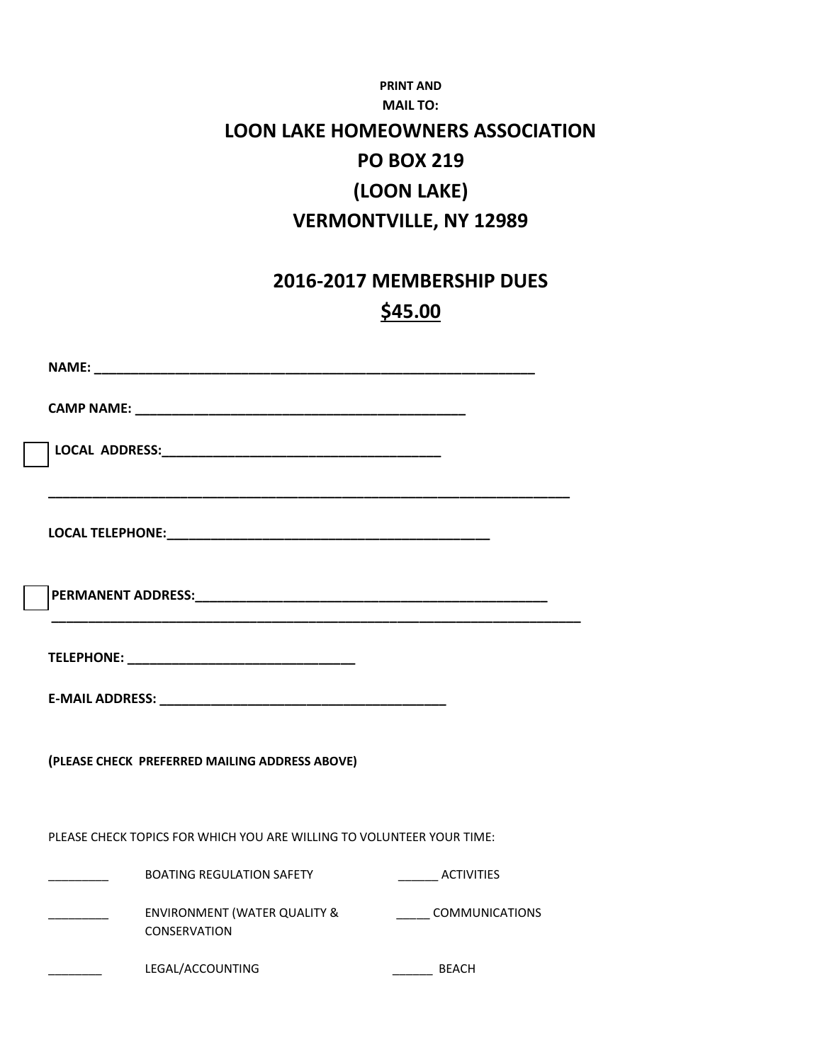**PRINT AND MAIL TO:**

## LOON LAKE HOMEOWNERS ASSOCIATION
## PO BOX 219
## (LOON LAKE)
## VERMONTVILLE, NY 12989

## 2016-2017 MEMBERSHIP DUES
## $45.00

**NAME:** ____________________________________________________________

**CAMP NAME:** _____________________________________________

☐ **LOCAL ADDRESS:**______________________________________

_______________________________________________________________________

**LOCAL TELEPHONE:**____________________________________________

☐ **PERMANENT ADDRESS:**______________________________________________

_______________________________________________________________________

**TELEPHONE:** ______________________________

**E-MAIL ADDRESS:** _______________________________________

**(PLEASE CHECK PREFERRED MAILING ADDRESS ABOVE)**

PLEASE CHECK TOPICS FOR WHICH YOU ARE WILLING TO VOLUNTEER YOUR TIME:

_________ BOATING REGULATION SAFETY ______ ACTIVITIES

_________ ENVIRONMENT (WATER QUALITY & CONSERVATION _____ COMMUNICATIONS

________ LEGAL/ACCOUNTING ______ BEACH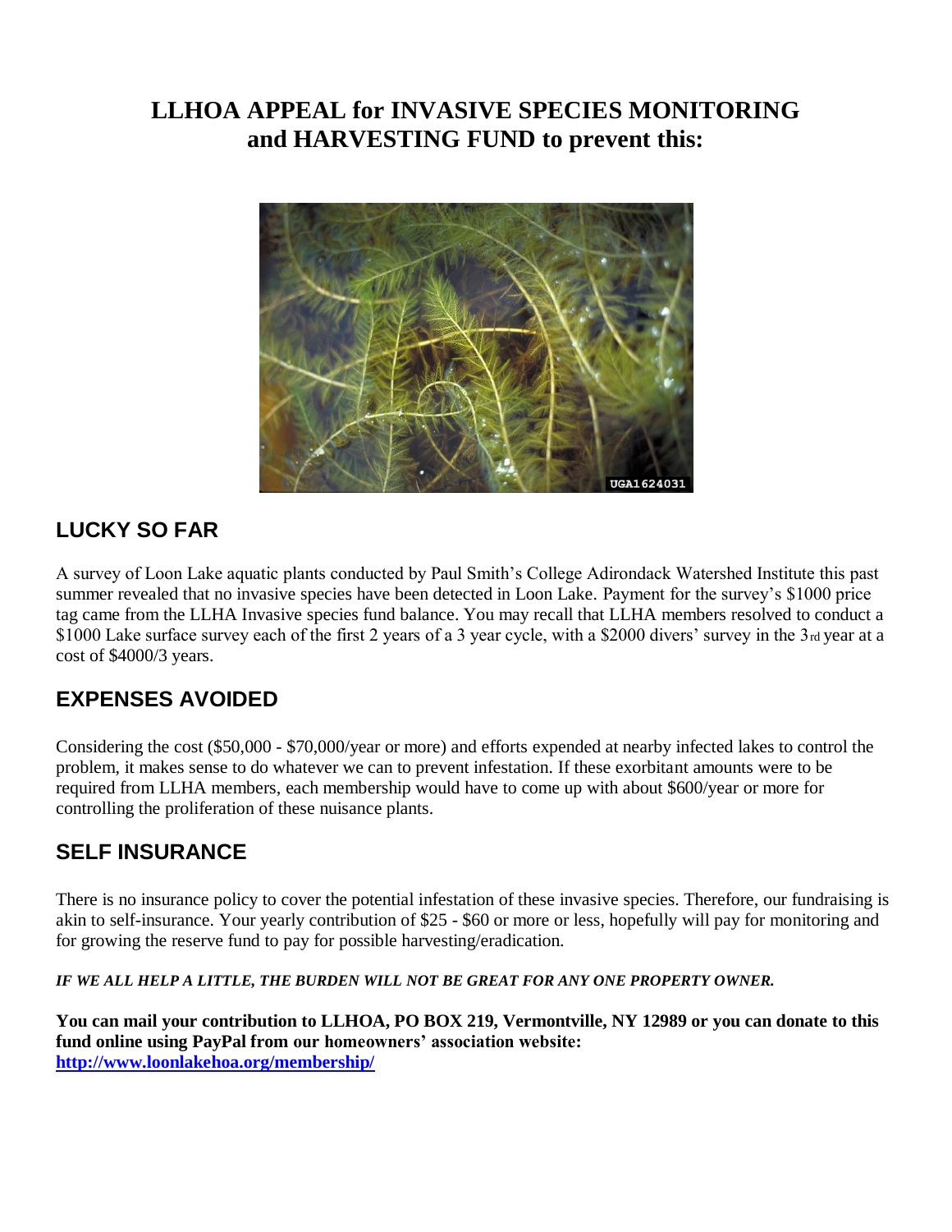# LLHOA APPEAL for INVASIVE SPECIES MONITORING and HARVESTING FUND to prevent this:

## LUCKY SO FAR

A survey of Loon Lake aquatic plants conducted by Paul Smith's College Adirondack Watershed Institute this past summer revealed that no invasive species have been detected in Loon Lake. Payment for the survey's $1000 price tag came from the LLHA Invasive species fund balance. You may recall that LLHA members resolved to conduct a $1000 Lake surface survey each of the first 2 years of a 3 year cycle, with a $2000 divers' survey in the 3rd year at a cost of $4000/3 years.

## EXPENSES AVOIDED

Considering the cost ($50,000 - $70,000/year or more) and efforts expended at nearby infected lakes to control the problem, it makes sense to do whatever we can to prevent infestation. If these exorbitant amounts were to be required from LLHA members, each membership would have to come up with about $600/year or more for controlling the proliferation of these nuisance plants.

## SELF INSURANCE

There is no insurance policy to cover the potential infestation of these invasive species. Therefore, our fundraising is akin to self-insurance. Your yearly contribution of $25 - $60 or more or less, hopefully will pay for monitoring and for growing the reserve fund to pay for possible harvesting/eradication.

***IF WE ALL HELP A LITTLE, THE BURDEN WILL NOT BE GREAT FOR ANY ONE PROPERTY OWNER.***

**You can mail your contribution to LLHOA, PO BOX 219, Vermontville, NY 12989 or you can donate to this fund online using PayPal from our homeowners' association website: [http://www.loonlakehoa.org/membership/](http://www.loonlakehoa.org/membership/)**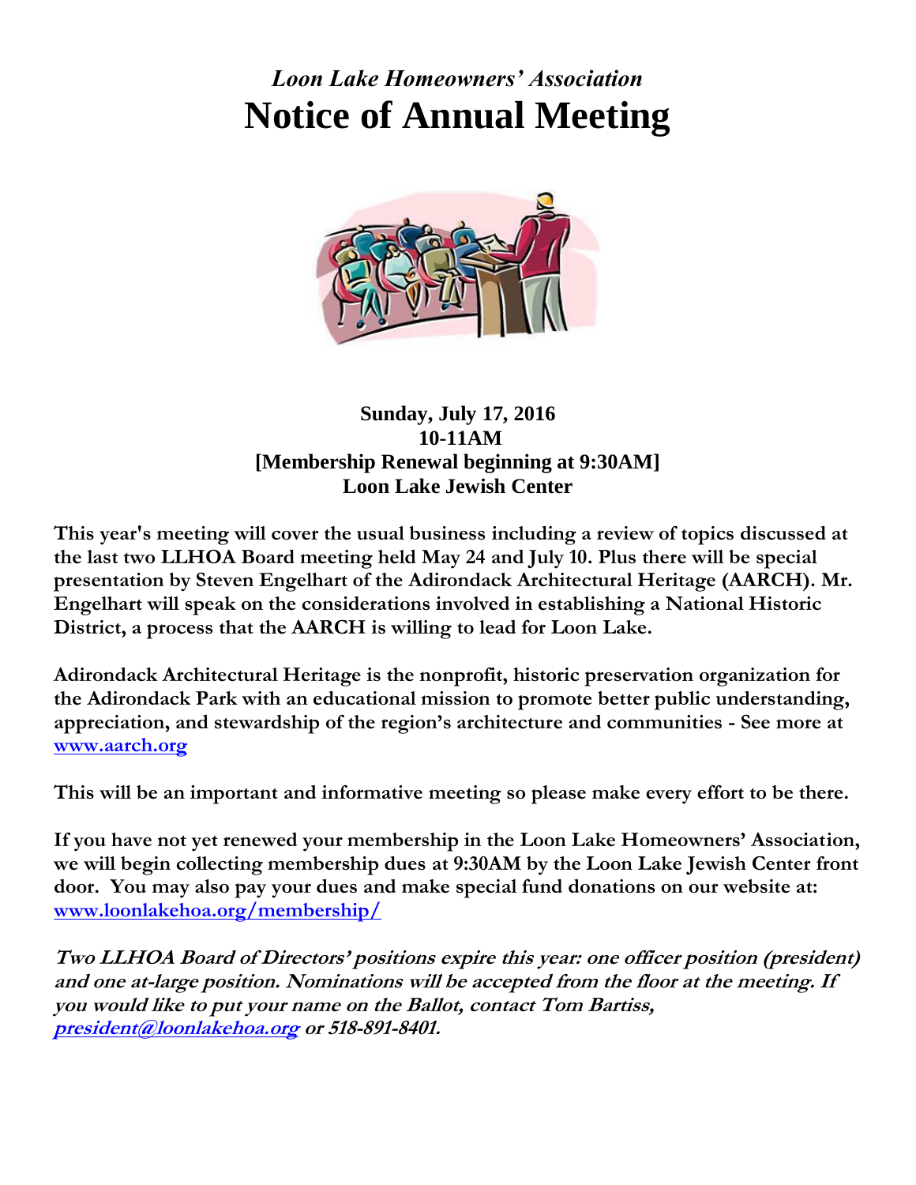*Loon Lake Homeowners' Association*

# Notice of Annual Meeting

**Sunday, July 17, 2016**
**10-11AM**
**[Membership Renewal beginning at 9:30AM]**
**Loon Lake Jewish Center**

**This year's meeting will cover the usual business including a review of topics discussed at the last two LLHOA Board meeting held May 24 and July 10. Plus there will be special presentation by Steven Engelhart of the Adirondack Architectural Heritage (AARCH). Mr. Engelhart will speak on the considerations involved in establishing a National Historic District, a process that the AARCH is willing to lead for Loon Lake.**

**Adirondack Architectural Heritage is the nonprofit, historic preservation organization for the Adirondack Park with an educational mission to promote better public understanding, appreciation, and stewardship of the region's architecture and communities - See more at [www.aarch.org](http://www.aarch.org)**

**This will be an important and informative meeting so please make every effort to be there.**

**If you have not yet renewed your membership in the Loon Lake Homeowners' Association, we will begin collecting membership dues at 9:30AM by the Loon Lake Jewish Center front door. You may also pay your dues and make special fund donations on our website at: [www.loonlakehoa.org/membership/](http://www.loonlakehoa.org/membership/)**

***Two LLHOA Board of Directors' positions expire this year: one officer position (president) and one at-large position. Nominations will be accepted from the floor at the meeting. If you would like to put your name on the Ballot, contact Tom Bartiss, [president@loonlakehoa.org](mailto:president@loonlakehoa.org) or 518-891-8401.***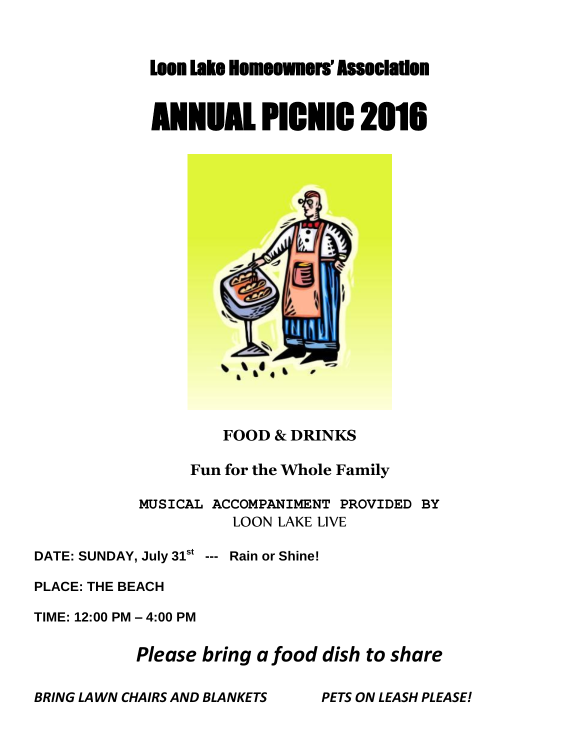# Loon Lake Homeowners' Association

# ANNUAL PICNIC 2016

**FOOD & DRINKS**

**Fun for the Whole Family**

**MUSICAL ACCOMPANIMENT PROVIDED BY**
LOON LAKE LIVE

**DATE: SUNDAY, July 31st --- Rain or Shine!**

**PLACE: THE BEACH**

**TIME: 12:00 PM – 4:00 PM**

***Please bring a food dish to share***

***BRING LAWN CHAIRS AND BLANKETS***  ***PETS ON LEASH PLEASE!***